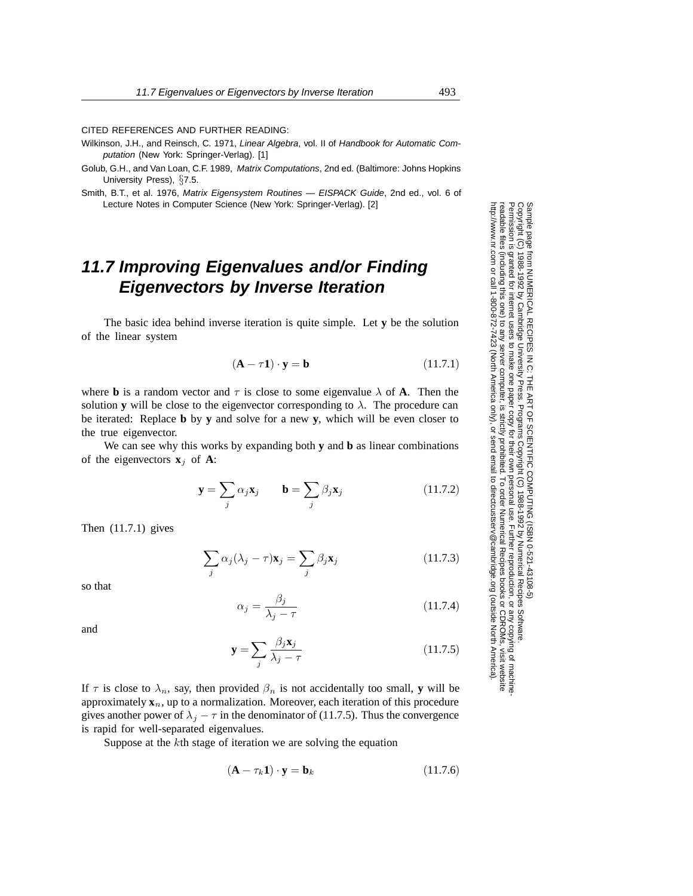CITED REFERENCES AND FURTHER READING:

Wilkinson, J.H., and Reinsch, C. 1971, *Linear Algebra*, vol. II of *Handbook for Automatic Computation* (New York: Springer-Verlag). [1]

Golub, G.H., and Van Loan, C.F. 1989, *Matrix Computations*, 2nd ed. (Baltimore: Johns Hopkins University Press), §7.5.

Smith, B.T., et al. 1976, *Matrix Eigensystem Routines — EISPACK Guide*, 2nd ed., vol. 6 of Lecture Notes in Computer Science (New York: Springer-Verlag). [2]

## 11.7 Improving Eigenvalues and/or Finding Eigenvectors by Inverse Iteration

The basic idea behind inverse iteration is quite simple. Let $\mathbf{y}$ be the solution of the linear system

$$(\mathbf{A} - \tau\mathbf{1}) \cdot \mathbf{y} = \mathbf{b} \tag{11.7.1}$$

where $\mathbf{b}$ is a random vector and $\tau$ is close to some eigenvalue $\lambda$ of $\mathbf{A}$. Then the solution $\mathbf{y}$ will be close to the eigenvector corresponding to $\lambda$. The procedure can be iterated: Replace $\mathbf{b}$ by $\mathbf{y}$ and solve for a new $\mathbf{y}$, which will be even closer to the true eigenvector.

We can see why this works by expanding both $\mathbf{y}$ and $\mathbf{b}$ as linear combinations of the eigenvectors $\mathbf{x}_j$ of $\mathbf{A}$:

$$\mathbf{y} = \sum_j \alpha_j \mathbf{x}_j \qquad \mathbf{b} = \sum_j \beta_j \mathbf{x}_j \tag{11.7.2}$$

Then (11.7.1) gives

$$\sum_j \alpha_j(\lambda_j - \tau)\mathbf{x}_j = \sum_j \beta_j \mathbf{x}_j \tag{11.7.3}$$

so that

$$\alpha_j = \frac{\beta_j}{\lambda_j - \tau} \tag{11.7.4}$$

and

$$\mathbf{y} = \sum_j \frac{\beta_j \mathbf{x}_j}{\lambda_j - \tau} \tag{11.7.5}$$

If $\tau$ is close to $\lambda_n$, say, then provided $\beta_n$ is not accidentally too small, $\mathbf{y}$ will be approximately $\mathbf{x}_n$, up to a normalization. Moreover, each iteration of this procedure gives another power of $\lambda_j - \tau$ in the denominator of (11.7.5). Thus the convergence is rapid for well-separated eigenvalues.

Suppose at the $k$th stage of iteration we are solving the equation

$$(\mathbf{A} - \tau_k \mathbf{1}) \cdot \mathbf{y} = \mathbf{b}_k \tag{11.7.6}$$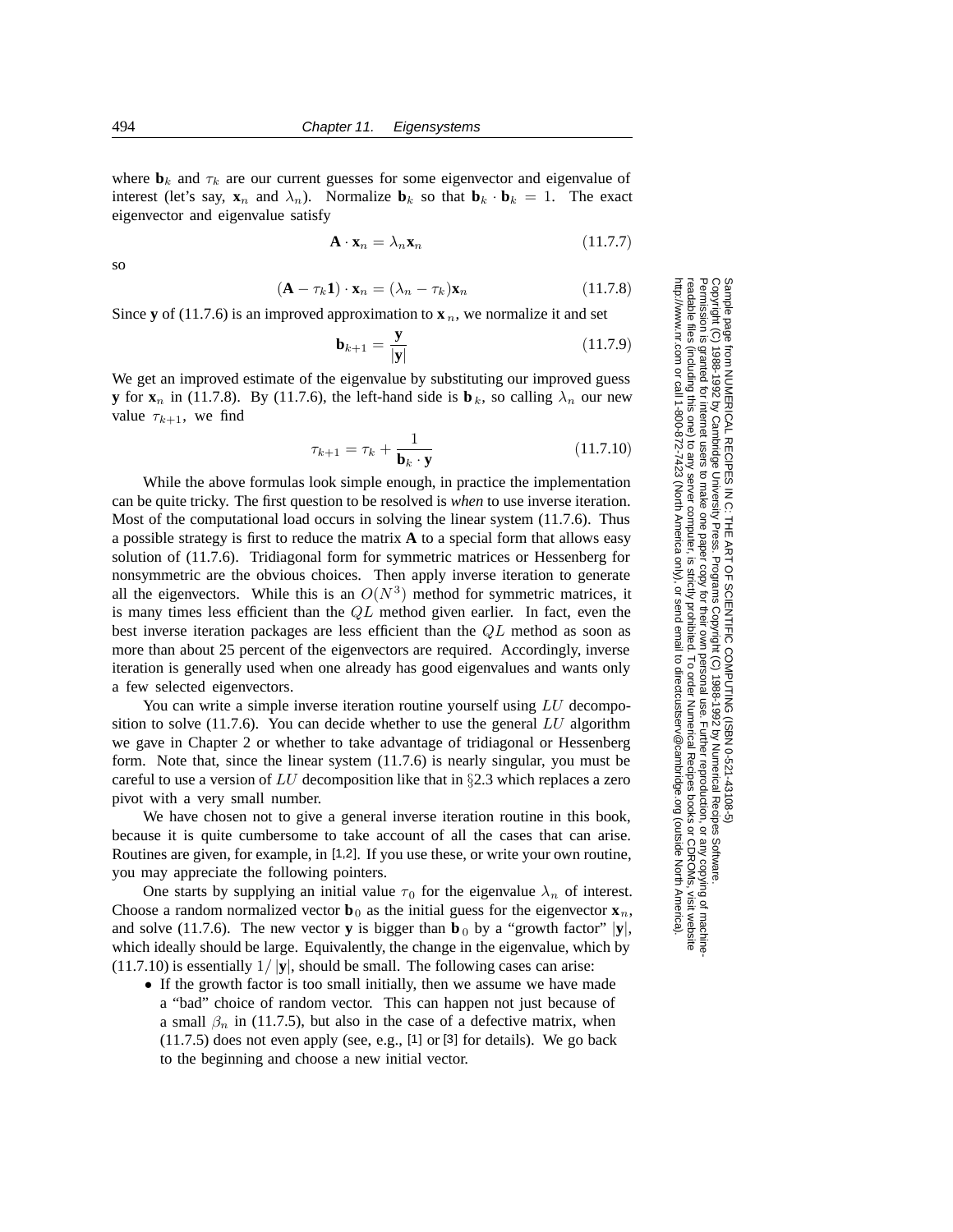where $\mathbf{b}_k$ and $\tau_k$ are our current guesses for some eigenvector and eigenvalue of interest (let's say, $\mathbf{x}_n$ and $\lambda_n$). Normalize $\mathbf{b}_k$ so that $\mathbf{b}_k \cdot \mathbf{b}_k = 1$. The exact eigenvector and eigenvalue satisfy

$$\mathbf{A} \cdot \mathbf{x}_n = \lambda_n \mathbf{x}_n \tag{11.7.7}$$

so

$$(\mathbf{A} - \tau_k \mathbf{1}) \cdot \mathbf{x}_n = (\lambda_n - \tau_k)\mathbf{x}_n \tag{11.7.8}$$

Since $\mathbf{y}$ of (11.7.6) is an improved approximation to $\mathbf{x}_n$, we normalize it and set

$$\mathbf{b}_{k+1} = \frac{\mathbf{y}}{|\mathbf{y}|} \tag{11.7.9}$$

We get an improved estimate of the eigenvalue by substituting our improved guess $\mathbf{y}$ for $\mathbf{x}_n$ in (11.7.8). By (11.7.6), the left-hand side is $\mathbf{b}_k$, so calling $\lambda_n$ our new value $\tau_{k+1}$, we find

$$\tau_{k+1} = \tau_k + \frac{1}{\mathbf{b}_k \cdot \mathbf{y}} \tag{11.7.10}$$

While the above formulas look simple enough, in practice the implementation can be quite tricky. The first question to be resolved is *when* to use inverse iteration. Most of the computational load occurs in solving the linear system (11.7.6). Thus a possible strategy is first to reduce the matrix $\mathbf{A}$ to a special form that allows easy solution of (11.7.6). Tridiagonal form for symmetric matrices or Hessenberg for nonsymmetric are the obvious choices. Then apply inverse iteration to generate all the eigenvectors. While this is an $O(N^3)$ method for symmetric matrices, it is many times less efficient than the $QL$ method given earlier. In fact, even the best inverse iteration packages are less efficient than the $QL$ method as soon as more than about 25 percent of the eigenvectors are required. Accordingly, inverse iteration is generally used when one already has good eigenvalues and wants only a few selected eigenvectors.

You can write a simple inverse iteration routine yourself using $LU$ decomposition to solve (11.7.6). You can decide whether to use the general $LU$ algorithm we gave in Chapter 2 or whether to take advantage of tridiagonal or Hessenberg form. Note that, since the linear system (11.7.6) is nearly singular, you must be careful to use a version of $LU$ decomposition like that in §2.3 which replaces a zero pivot with a very small number.

We have chosen not to give a general inverse iteration routine in this book, because it is quite cumbersome to take account of all the cases that can arise. Routines are given, for example, in [1,2]. If you use these, or write your own routine, you may appreciate the following pointers.

One starts by supplying an initial value $\tau_0$ for the eigenvalue $\lambda_n$ of interest. Choose a random normalized vector $\mathbf{b}_0$ as the initial guess for the eigenvector $\mathbf{x}_n$, and solve (11.7.6). The new vector $\mathbf{y}$ is bigger than $\mathbf{b}_0$ by a "growth factor" $|\mathbf{y}|$, which ideally should be large. Equivalently, the change in the eigenvalue, which by (11.7.10) is essentially $1/|\mathbf{y}|$, should be small. The following cases can arise:

- If the growth factor is too small initially, then we assume we have made a "bad" choice of random vector. This can happen not just because of a small $\beta_n$ in (11.7.5), but also in the case of a defective matrix, when (11.7.5) does not even apply (see, e.g., [1] or [3] for details). We go back to the beginning and choose a new initial vector.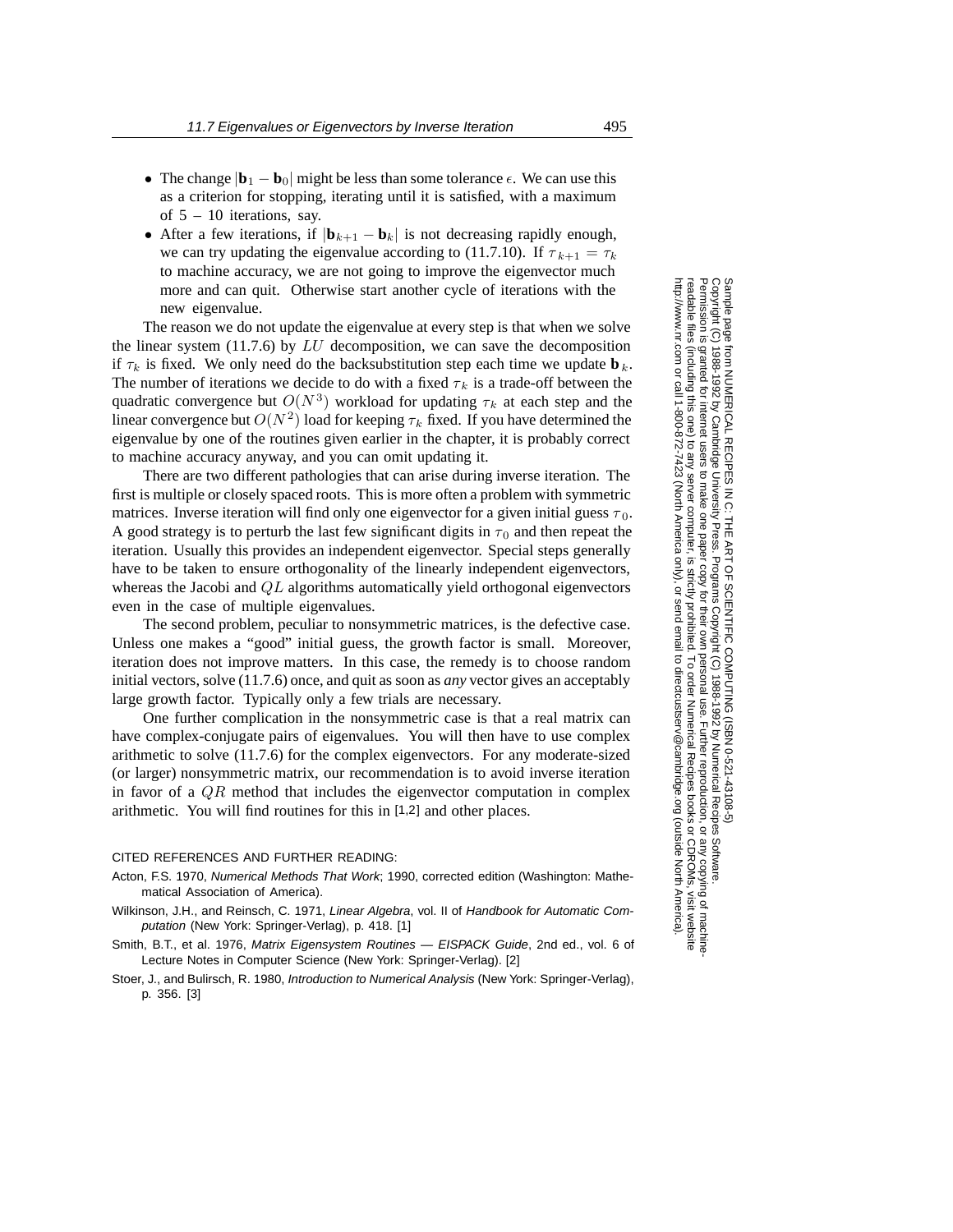- The change $|\mathbf{b}_1 - \mathbf{b}_0|$ might be less than some tolerance $\epsilon$. We can use this as a criterion for stopping, iterating until it is satisfied, with a maximum of 5 – 10 iterations, say.
- After a few iterations, if $|\mathbf{b}_{k+1} - \mathbf{b}_k|$ is not decreasing rapidly enough, we can try updating the eigenvalue according to (11.7.10). If $\tau_{k+1} = \tau_k$ to machine accuracy, we are not going to improve the eigenvector much more and can quit. Otherwise start another cycle of iterations with the new eigenvalue.

The reason we do not update the eigenvalue at every step is that when we solve the linear system (11.7.6) by $LU$ decomposition, we can save the decomposition if $\tau_k$ is fixed. We only need do the backsubstitution step each time we update $\mathbf{b}_k$. The number of iterations we decide to do with a fixed $\tau_k$ is a trade-off between the quadratic convergence but $O(N^3)$ workload for updating $\tau_k$ at each step and the linear convergence but $O(N^2)$ load for keeping $\tau_k$ fixed. If you have determined the eigenvalue by one of the routines given earlier in the chapter, it is probably correct to machine accuracy anyway, and you can omit updating it.

There are two different pathologies that can arise during inverse iteration. The first is multiple or closely spaced roots. This is more often a problem with symmetric matrices. Inverse iteration will find only one eigenvector for a given initial guess $\tau_0$. A good strategy is to perturb the last few significant digits in $\tau_0$ and then repeat the iteration. Usually this provides an independent eigenvector. Special steps generally have to be taken to ensure orthogonality of the linearly independent eigenvectors, whereas the Jacobi and $QL$ algorithms automatically yield orthogonal eigenvectors even in the case of multiple eigenvalues.

The second problem, peculiar to nonsymmetric matrices, is the defective case. Unless one makes a "good" initial guess, the growth factor is small. Moreover, iteration does not improve matters. In this case, the remedy is to choose random initial vectors, solve (11.7.6) once, and quit as soon as *any* vector gives an acceptably large growth factor. Typically only a few trials are necessary.

One further complication in the nonsymmetric case is that a real matrix can have complex-conjugate pairs of eigenvalues. You will then have to use complex arithmetic to solve (11.7.6) for the complex eigenvectors. For any moderate-sized (or larger) nonsymmetric matrix, our recommendation is to avoid inverse iteration in favor of a $QR$ method that includes the eigenvector computation in complex arithmetic. You will find routines for this in [1,2] and other places.

CITED REFERENCES AND FURTHER READING:

Acton, F.S. 1970, *Numerical Methods That Work*; 1990, corrected edition (Washington: Mathematical Association of America).

Wilkinson, J.H., and Reinsch, C. 1971, *Linear Algebra*, vol. II of *Handbook for Automatic Computation* (New York: Springer-Verlag), p. 418. [1]

Smith, B.T., et al. 1976, *Matrix Eigensystem Routines — EISPACK Guide*, 2nd ed., vol. 6 of Lecture Notes in Computer Science (New York: Springer-Verlag). [2]

Stoer, J., and Bulirsch, R. 1980, *Introduction to Numerical Analysis* (New York: Springer-Verlag), p. 356. [3]